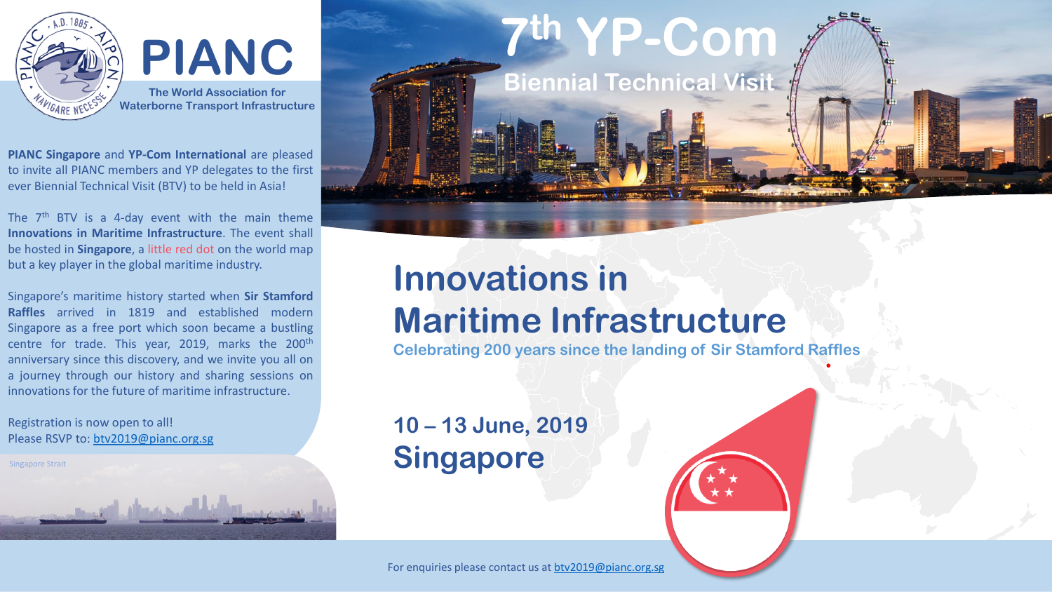# PIANC

The World Association for Waterborne Transport Infrastructure

**PIANC Singapore** and **YP-Com International** are pleased to invite all PIANC members and YP delegates to the first ever Biennial Technical Visit (BTV) to be held in Asia!

The 7th BTV is a 4-day event with the main theme **Innovations in Maritime Infrastructure**. The event shall be hosted in **Singapore**, a little red dot on the world map but a key player in the global maritime industry.

Singapore's maritime history started when **Sir Stamford Raffles** arrived in 1819 and established modern Singapore as a free port which soon became a bustling centre for trade. This year, 2019, marks the 200th anniversary since this discovery, and we invite you all on a journey through our history and sharing sessions on innovations for the future of maritime infrastructure.

Registration is now open to all!
Please RSVP to: btv2019@pianc.org.sg

Singapore Strait

# 7th YP-Com

## Biennial Technical Visit

# Innovations in Maritime Infrastructure

**Celebrating 200 years since the landing of Sir Stamford Raffles**

## 10 – 13 June, 2019
## Singapore

For enquiries please contact us at btv2019@pianc.org.sg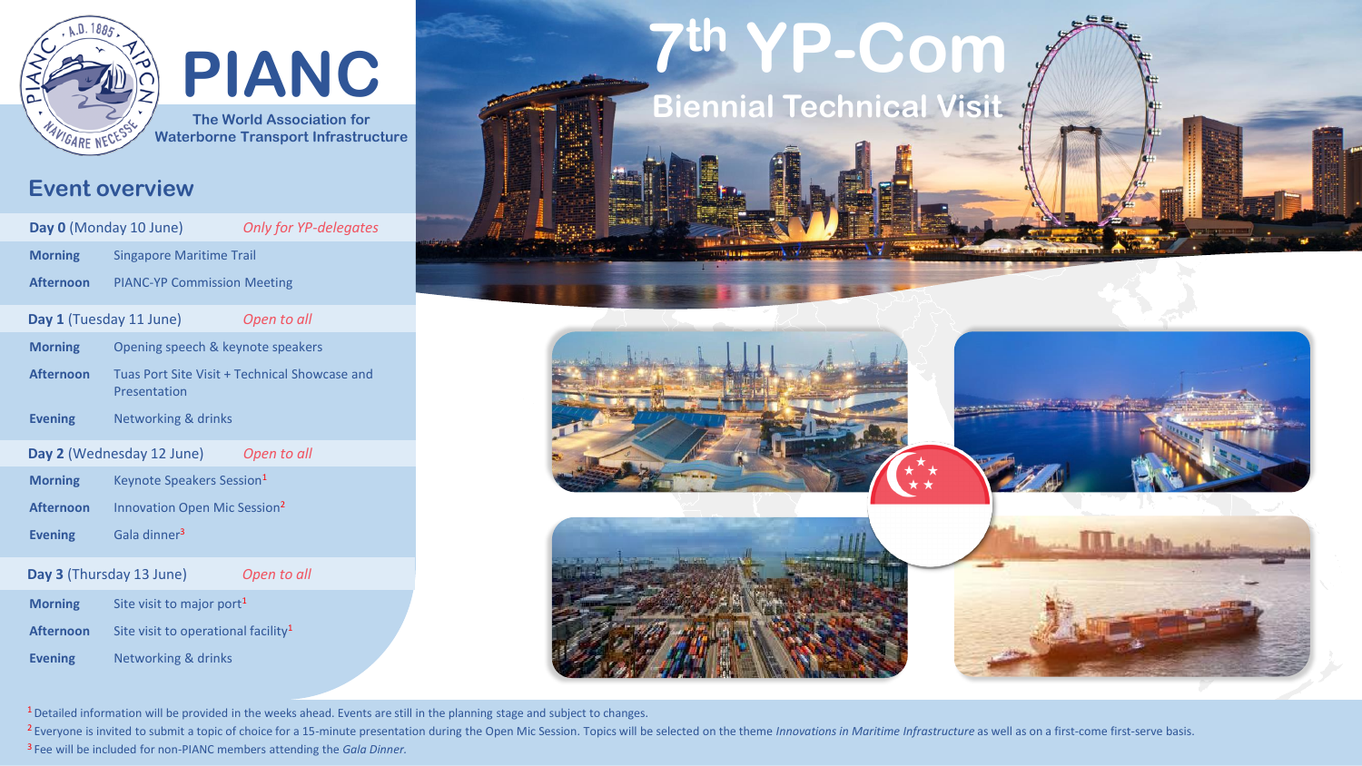# PIANC

The World Association for Waterborne Transport Infrastructure

# 7th YP-Com

## Biennial Technical Visit

## Event overview

| | | |
|---|---|---|
| **Day 0** (Monday 10 June) | *Only for YP-delegates* | |
| **Morning** | Singapore Maritime Trail | |
| **Afternoon** | PIANC-YP Commission Meeting | |
| **Day 1** (Tuesday 11 June) | *Open to all* | |
| **Morning** | Opening speech & keynote speakers | |
| **Afternoon** | Tuas Port Site Visit + Technical Showcase and Presentation | |
| **Evening** | Networking & drinks | |
| **Day 2** (Wednesday 12 June) | *Open to all* | |
| **Morning** | Keynote Speakers Session[1] | |
| **Afternoon** | Innovation Open Mic Session[2] | |
| **Evening** | Gala dinner[3] | |
| **Day 3** (Thursday 13 June) | *Open to all* | |
| **Morning** | Site visit to major port[1] | |
| **Afternoon** | Site visit to operational facility[1] | |
| **Evening** | Networking & drinks | |

[1] Detailed information will be provided in the weeks ahead. Events are still in the planning stage and subject to changes.

[2] Everyone is invited to submit a topic of choice for a 15-minute presentation during the Open Mic Session. Topics will be selected on the theme *Innovations in Maritime Infrastructure* as well as on a first-come first-serve basis.

[3] Fee will be included for non-PIANC members attending the *Gala Dinner*.